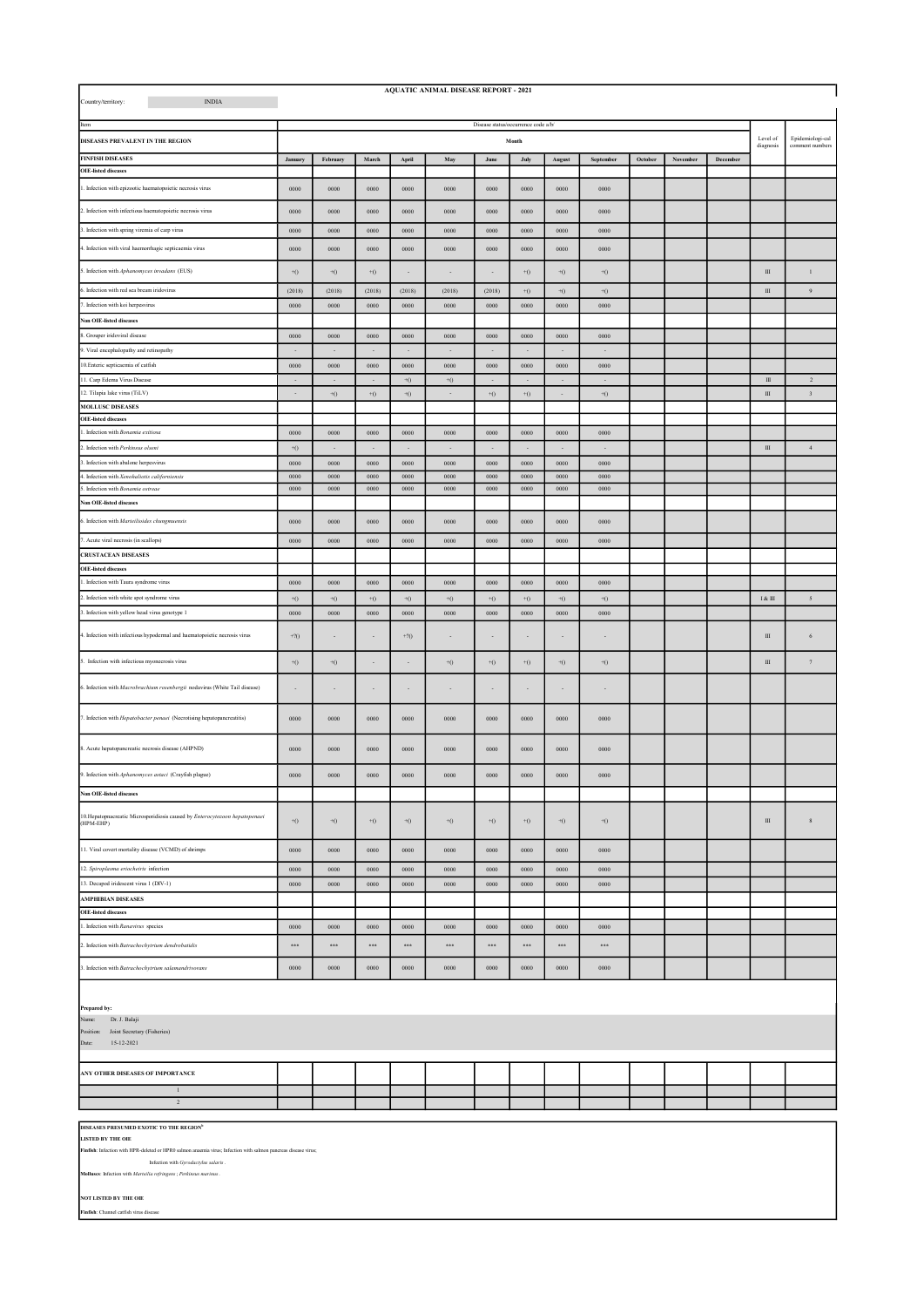# AQUATIC ANIMAL DISEASE REPORT - 2021

Country/territory: INDIA

| Item | Disease status/occurrence code a/b/ | | | | | | | | | | | | | |
|---|---|---|---|---|---|---|---|---|---|---|---|---|---|---|
| **DISEASES PREVALENT IN THE REGION** | **Month** | | | | | | | | | | | | Level of diagnosis | Epidemiologi-cal comment numbers |
| **FINFISH DISEASES** | **January** | **February** | **March** | **April** | **May** | **June** | **July** | **August** | **September** | **October** | **November** | **December** | | |
| **OIE-listed diseases** | | | | | | | | | | | | | | |
| 1. Infection with epizootic haematopoietic necrosis virus | 0000 | 0000 | 0000 | 0000 | 0000 | 0000 | 0000 | 0000 | 0000 | | | | | |
| 2. Infection with infectious haematopoietic necrosis virus | 0000 | 0000 | 0000 | 0000 | 0000 | 0000 | 0000 | 0000 | 0000 | | | | | |
| 3. Infection with spring viremia of carp virus | 0000 | 0000 | 0000 | 0000 | 0000 | 0000 | 0000 | 0000 | 0000 | | | | | |
| 4. Infection with viral haemorrhagic septicaemia virus | 0000 | 0000 | 0000 | 0000 | 0000 | 0000 | 0000 | 0000 | 0000 | | | | | |
| 5. Infection with *Aphanomyces invadans* (EUS) | +() | +() | +() | - | - | - | +() | +() | +() | | | | III | 1 |
| 6. Infection with red sea bream iridovirus | (2018) | (2018) | (2018) | (2018) | (2018) | (2018) | +() | +() | +() | | | | III | 9 |
| 7. Infection with koi herpesvirus | 0000 | 0000 | 0000 | 0000 | 0000 | 0000 | 0000 | 0000 | 0000 | | | | | |
| **Non OIE-listed diseases** | | | | | | | | | | | | | | |
| 8. Grouper iridoviral disease | 0000 | 0000 | 0000 | 0000 | 0000 | 0000 | 0000 | 0000 | 0000 | | | | | |
| 9. Viral encephalopathy and retinopathy | - | - | - | - | - | - | - | - | - | | | | | |
| 10.Enteric septicaemia of catfish | 0000 | 0000 | 0000 | 0000 | 0000 | 0000 | 0000 | 0000 | 0000 | | | | | |
| 11. Carp Edema Virus Disease | - | - | - | +() | +() | - | - | - | - | | | | III | 2 |
| 12. Tilapia lake virus (TiLV) | - | +() | +() | +() | - | +() | +() | - | +() | | | | III | 3 |
| **MOLLUSC DISEASES** | | | | | | | | | | | | | | |
| **OIE-listed diseases** | | | | | | | | | | | | | | |
| 1. Infection with *Bonamia exitiosa* | 0000 | 0000 | 0000 | 0000 | 0000 | 0000 | 0000 | 0000 | 0000 | | | | | |
| 2. Infection with *Perkinsus olseni* | +() | - | - | - | - | - | - | - | - | | | | III | 4 |
| 3. Infection with abalone herpesvirus | 0000 | 0000 | 0000 | 0000 | 0000 | 0000 | 0000 | 0000 | 0000 | | | | | |
| 4. Infection with *Xenohaliotis californiensis* | 0000 | 0000 | 0000 | 0000 | 0000 | 0000 | 0000 | 0000 | 0000 | | | | | |
| 5. Infection with *Bonamia ostreae* | 0000 | 0000 | 0000 | 0000 | 0000 | 0000 | 0000 | 0000 | 0000 | | | | | |
| **Non OIE-listed diseases** | | | | | | | | | | | | | | |
| 6. Infection with *Marteilioides chungmuensis* | 0000 | 0000 | 0000 | 0000 | 0000 | 0000 | 0000 | 0000 | 0000 | | | | | |
| 7. Acute viral necrosis (in scallops) | 0000 | 0000 | 0000 | 0000 | 0000 | 0000 | 0000 | 0000 | 0000 | | | | | |
| **CRUSTACEAN DISEASES** | | | | | | | | | | | | | | |
| **OIE-listed diseases** | | | | | | | | | | | | | | |
| 1. Infection with Taura syndrome virus | 0000 | 0000 | 0000 | 0000 | 0000 | 0000 | 0000 | 0000 | 0000 | | | | | |
| 2. Infection with white spot syndrome virus | +() | +() | +() | +() | +() | +() | +() | +() | +() | | | | I & III | 5 |
| 3. Infection with yellow head virus genotype 1 | 0000 | 0000 | 0000 | 0000 | 0000 | 0000 | 0000 | 0000 | 0000 | | | | | |
| 4. Infection with infectious hypodermal and haematopoietic necrosis virus | +?() | - | - | +?() | - | - | - | - | - | | | | III | 6 |
| 5. Infection with infectious myonecrosis virus | +() | +() | - | - | +() | +() | +() | +() | +() | | | | III | 7 |
| 6. Infection with *Macrobrachium rosenbergii* nodavirus (White Tail disease) | - | - | - | - | - | - | - | - | - | | | | | |
| 7. Infection with *Hepatobacter penaei* (Necrotising hepatopancreatitis) | 0000 | 0000 | 0000 | 0000 | 0000 | 0000 | 0000 | 0000 | 0000 | | | | | |
| 8. Acute hepatopancreatic necrosis disease (AHPND) | 0000 | 0000 | 0000 | 0000 | 0000 | 0000 | 0000 | 0000 | 0000 | | | | | |
| 9. Infection with *Aphanomyces astaci* (Crayfish plague) | 0000 | 0000 | 0000 | 0000 | 0000 | 0000 | 0000 | 0000 | 0000 | | | | | |
| **Non OIE-listed diseases** | | | | | | | | | | | | | | |
| 10.Hepatopancreatic Microsporidiosis caused by *Enterocytozoon hepatopenaei* (HPM-EHP) | +() | +() | +() | +() | +() | +() | +() | +() | +() | | | | III | 8 |
| 11. Viral covert mortality disease (VCMD) of shrimps | 0000 | 0000 | 0000 | 0000 | 0000 | 0000 | 0000 | 0000 | 0000 | | | | | |
| 12. *Spiroplasma eriocheiris* infection | 0000 | 0000 | 0000 | 0000 | 0000 | 0000 | 0000 | 0000 | 0000 | | | | | |
| 13. Decapod iridescent virus 1 (DIV-1) | 0000 | 0000 | 0000 | 0000 | 0000 | 0000 | 0000 | 0000 | 0000 | | | | | |
| **AMPHIBIAN DISEASES** | | | | | | | | | | | | | | |
| **OIE-listed diseases** | | | | | | | | | | | | | | |
| 1. Infection with *Ranavirus* species | 0000 | 0000 | 0000 | 0000 | 0000 | 0000 | 0000 | 0000 | 0000 | | | | | |
| 2. Infection with *Batrachochytrium dendrobatidis* | *** | *** | *** | *** | *** | *** | *** | *** | *** | | | | | |
| 3. Infection with *Batrachochytrium salamandrivorans* | 0000 | 0000 | 0000 | 0000 | 0000 | 0000 | 0000 | 0000 | 0000 | | | | | |

**Prepared by:**

Name: Dr. J. Balaji

Position: Joint Secretary (Fisheries)

Date: 15-12-2021

| ANY OTHER DISEASES OF IMPORTANCE | | | | | | | | | | | | | | |
|---|---|---|---|---|---|---|---|---|---|---|---|---|---|---|
| 1 | | | | | | | | | | | | | | |
| 2 | | | | | | | | | | | | | | |

**DISEASES PRESUMED EXOTIC TO THE REGION[c]**

**LISTED BY THE OIE**

**Finfish**: Infection with HPR-deleted or HPR0 salmon anaemia virus; Infection with salmon pancreas disease virus;

Infection with *Gyrodactylus salaris* .

**Molluscs**: Infection with *Marteilia refringens* ; *Perkinsus marinus* .

**NOT LISTED BY THE OIE**

**Finfish**: Channel catfish virus disease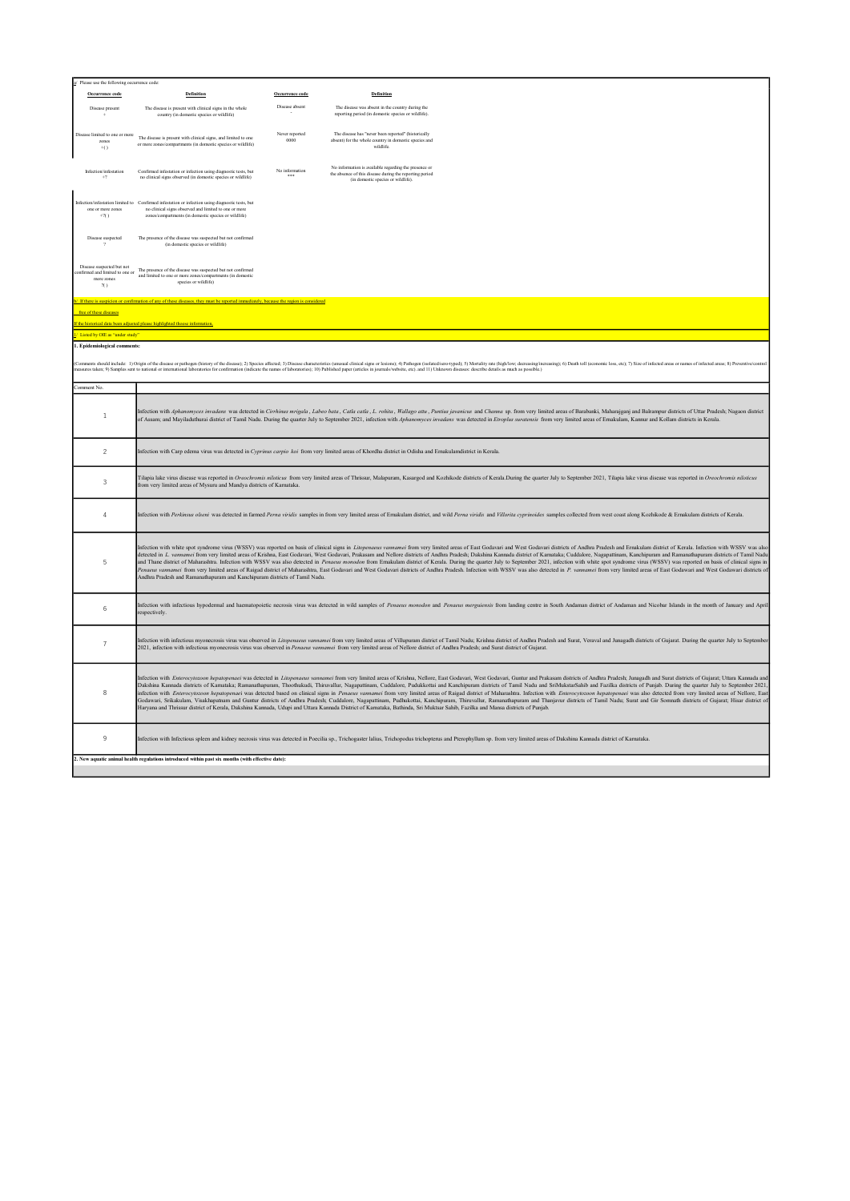a/ Please use the following occurrence code:

| Occurrence code | Definition | Occurrence code | Definition |
|---|---|---|---|
| Disease present + | The disease is present with clinical signs in the whole country (in domestic species or wildlife) | Disease absent - | The disease was absent in the country during the reporting period (in domestic species or wildlife). |
| Disease limited to one or more zones +( ) | The disease is present with clinical signs, and limited to one or more zones/compartments (in domestic species or wildlife) | Never reported 0000 | The disease has "never been reported" (historically absent) for the whole country in domestic species and wildlife. |
| Infection/infestation +? | Confirmed infestation or infection using diagnostic tests, but no clinical signs observed (in domestic species or wildlife) | No information *** | No information is available regarding the presence or the absence of this disease during the reporting period (in domestic species or wildlife). |
| Infection/infestation limited to one or more zones +?( ) | Confirmed infestation or infection using diagnostic tests, but no clinical signs observed and limited to one or more zones/compartments (in domestic species or wildlife) | | |
| Disease suspected ? | The presence of the disease was suspected but not confirmed (in domestic species or wildlife) | | |
| Disease suspected but not confirmed and limited to one or more zones ?( ) | The presence of the disease was suspected but not confirmed and limited to one or more zones/compartments (in domestic species or wildlife) | | |

b/ If there is suspicion or confirmation of any of these diseases, they must be reported immediately, because the region is considered free of these diseases

If the historical data been adjusted please highlighted theese information.

c/ Listed by OIE as "under study"

**1. Epidemiological comments:**

(Comments should include: 1) Origin of the disease or pathogen (history of the disease); 2) Species affected; 3) Disease characteristics (unusual clinical signs or lesions); 4) Pathogen (isolated/sero-typed); 5) Mortality rate (high/low; decreasing/increasing); 6) Death toll (economic loss, etc); 7) Size of infected areas or names of infected areas; 8) Preventive/control measures taken; 9) Samples sent to national or international laboratories for confirmation (indicate the names of laboratories); 10) Published paper (articles in journals/website, etc). and 11) Unknown diseases: describe details as much as possible.)

| Comment No. | |
|---|---|
| 1 | Infection with *Aphanomyces invadans* was detected in *Cirrhinus mrigala* , *Labeo bata* , *Catla catla* , *L. rohita* , *Wallago attu* , *Puntius javanicus* and *Channa* sp. from very limited areas of Barabanki, Maharajganj and Balrampur districts of Uttar Pradesh; Nagaon district of Assam; and Mayiladuthurai district of Tamil Nadu. During the quarter July to September 2021, infection with *Aphanomyces invadans* was detected in *Etroplus suratensis* from very limited areas of Ernakulam, Kannur and Kollam districts in Kerala. |
| 2 | Infection with Carp edema virus was detected in *Cyprinus carpio koi* from very limited areas of Khordha district in Odisha and Ernakulamdistrict in Kerala. |
| 3 | Tilapia lake virus disease was reported in *Oreochromis niloticus* from very limited areas of Thrissur, Malapuram, Kasargod and Kozhikode districts of Kerala.During the quarter July to September 2021, Tilapia lake virus disease was reported in *Oreochromis niloticus* from very limited areas of Mysuru and Mandya districts of Karnataka. |
| 4 | Infection with *Perkinsus olseni* was detected in farmed *Perna viridis* samples in from very limited areas of Ernakulam district, and wild *Perna viridis* and *Villorita cyprinoides* samples collected from west coast along Kozhikode & Ernakulam districts of Kerala. |
| 5 | Infection with white spot syndrome virus (WSSV) was reported on basis of clinical signs in *Litopenaeus vannamei* from very limited areas of East Godavari and West Godavari districts of Andhra Pradesh and Ernakulam district of Kerala. Infection with WSSV was also detected in *L. vannamei* from very limited areas of Krishna, East Godavari, West Godavari, Prakasam and Nellore districts of Andhra Pradesh; Dakshina Kannada district of Karnataka; Cuddalore, Nagapattinam, Kanchipuram and Ramanathapuram districts of Tamil Nadu and Thane district of Maharashtra. Infection with WSSV was also detected in *Penaeus monodon* from Ernakulam district of Kerala. During the quarter July to September 2021, infection with white spot syndrome virus (WSSV) was reported on basis of clinical signs in *Penaeus vannamei* from very limited areas of Raigad district of Maharashtra, East Godavari and West Godavari districts of Andhra Pradesh. Infection with WSSV was also detected in *P. vannamei* from very limited areas of East Godawari and West Godavari districts of Andhra Pradesh and Ramanathapuram and Kanchipuram districts of Tamil Nadu. |
| 6 | Infection with infectious hypodermal and haematopoietic necrosis virus was detected in wild samples of *Penaeus monodon* and *Penaeus merguiensis* from landing centre in South Andaman district of Andaman and Nicobar Islands in the month of January and April respectively. |
| 7 | Infection with infectious myonecrosis virus was observed in *Litopenaeus vannamei* from very limited areas of Villupuram district of Tamil Nadu; Krishna district of Andhra Pradesh and Surat, Veraval and Junagadh districts of Gujarat. During the quarter July to September 2021, infection with infectious myonecrosis virus was observed in *Penaeus vannamei* from very limited areas of Nellore district of Andhra Pradesh; and Surat district of Gujarat. |
| 8 | Infection with *Enterocytozoon hepatopenaei* was detected in *Litopenaeus vannamei* from very limited areas of Krishna, Nellore, East Godavari, West Godavari, Guntur and Prakasam districts of Andhra Pradesh; Junagadh and Surat districts of Gujarat; Uttara Kannada and Dakshina Kannada districts of Karnataka; Ramanathapuram, Thoothukudi, Thiruvallur, Nagapattinam, Cuddalore, Pudukkottai and Kanchipuram districts of Tamil Nadu and SriMukstarSahib and Fazilka districts of Punjab. During the quarter July to September 2021, infection with *Enterocytozoon hepatopenaei* was detected based on clinical signs in *Penaeus vannamei* from very limited areas of Raigad district of Maharashtra. Infection with *Enterocytozoon hepatopenaei* was also detected from very limited areas of Nellore, East Godavari, Srikakulam, Visakhapatnam and Guntur districts of Andhra Pradesh; Cuddalore, Nagapattinam, Pudhukottai, Kanchipuram, Thiruvallur, Ramanathapuram and Thanjavur districts of Tamil Nadu; Surat and Gir Somnath districts of Gujarat; Hisar district of Haryana and Thrissur district of Kerala, Dakshina Kannada, Udapi and Uttara Kannada District of Karnataka, Bathinda, Sri Muktsar Sahib, Fazilka and Mansa districts of Punjab. |
| 9 | Infection with Infectious spleen and kidney necrosis virus was detected in Poecilia sp., Trichogaster lalius, Trichopodus trichopterus and Pterophyllum sp. from very limited areas of Dakshina Kannada district of Karnataka. |

**2. New aquatic animal health regulations introduced within past six months (with effective date):**